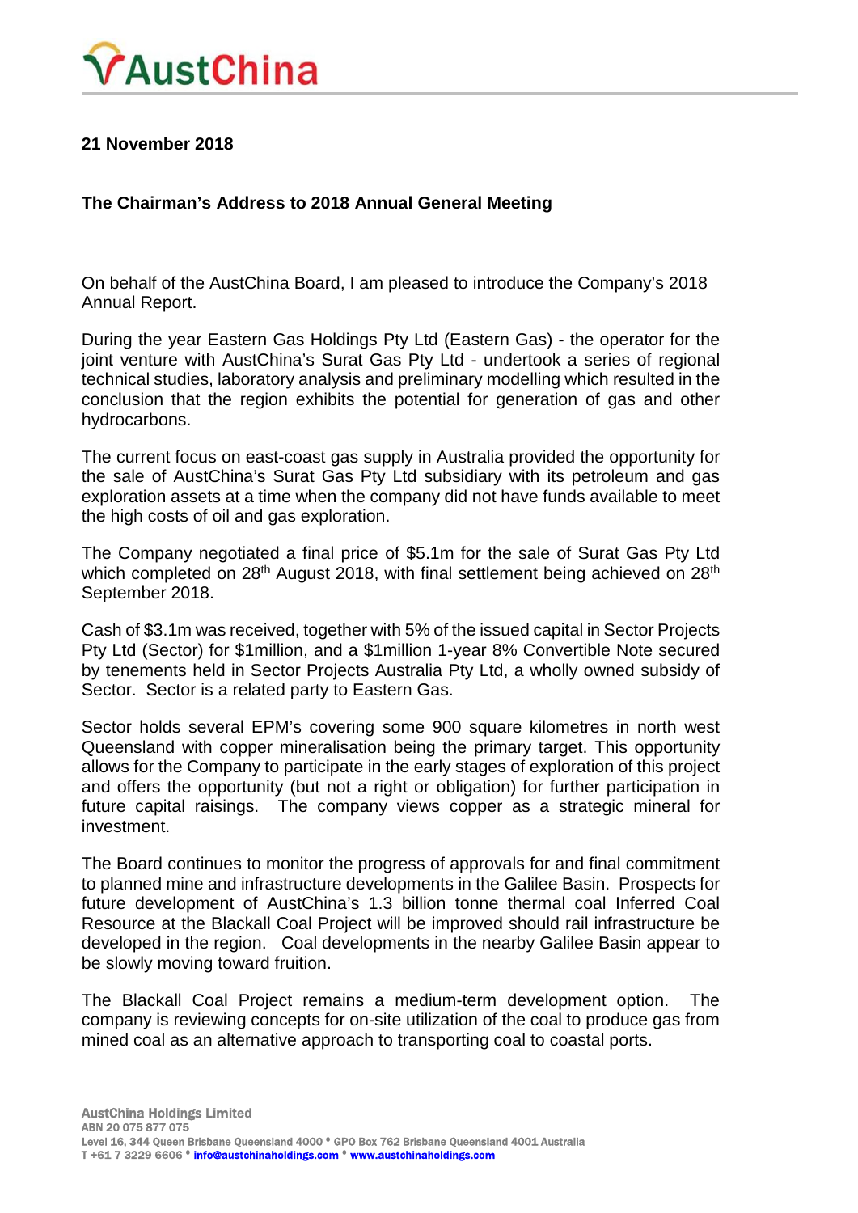**21 November 2018**

**The Chairman's Address to 2018 Annual General Meeting**

On behalf of the AustChina Board, I am pleased to introduce the Company's 2018 Annual Report.

During the year Eastern Gas Holdings Pty Ltd (Eastern Gas) - the operator for the joint venture with AustChina's Surat Gas Pty Ltd - undertook a series of regional technical studies, laboratory analysis and preliminary modelling which resulted in the conclusion that the region exhibits the potential for generation of gas and other hydrocarbons.

The current focus on east-coast gas supply in Australia provided the opportunity for the sale of AustChina's Surat Gas Pty Ltd subsidiary with its petroleum and gas exploration assets at a time when the company did not have funds available to meet the high costs of oil and gas exploration.

The Company negotiated a final price of $5.1m for the sale of Surat Gas Pty Ltd which completed on 28th August 2018, with final settlement being achieved on 28th September 2018.

Cash of $3.1m was received, together with 5% of the issued capital in Sector Projects Pty Ltd (Sector) for $1million, and a $1million 1-year 8% Convertible Note secured by tenements held in Sector Projects Australia Pty Ltd, a wholly owned subsidy of Sector. Sector is a related party to Eastern Gas.

Sector holds several EPM's covering some 900 square kilometres in north west Queensland with copper mineralisation being the primary target. This opportunity allows for the Company to participate in the early stages of exploration of this project and offers the opportunity (but not a right or obligation) for further participation in future capital raisings. The company views copper as a strategic mineral for investment.

The Board continues to monitor the progress of approvals for and final commitment to planned mine and infrastructure developments in the Galilee Basin. Prospects for future development of AustChina's 1.3 billion tonne thermal coal Inferred Coal Resource at the Blackall Coal Project will be improved should rail infrastructure be developed in the region. Coal developments in the nearby Galilee Basin appear to be slowly moving toward fruition.

The Blackall Coal Project remains a medium-term development option. The company is reviewing concepts for on-site utilization of the coal to produce gas from mined coal as an alternative approach to transporting coal to coastal ports.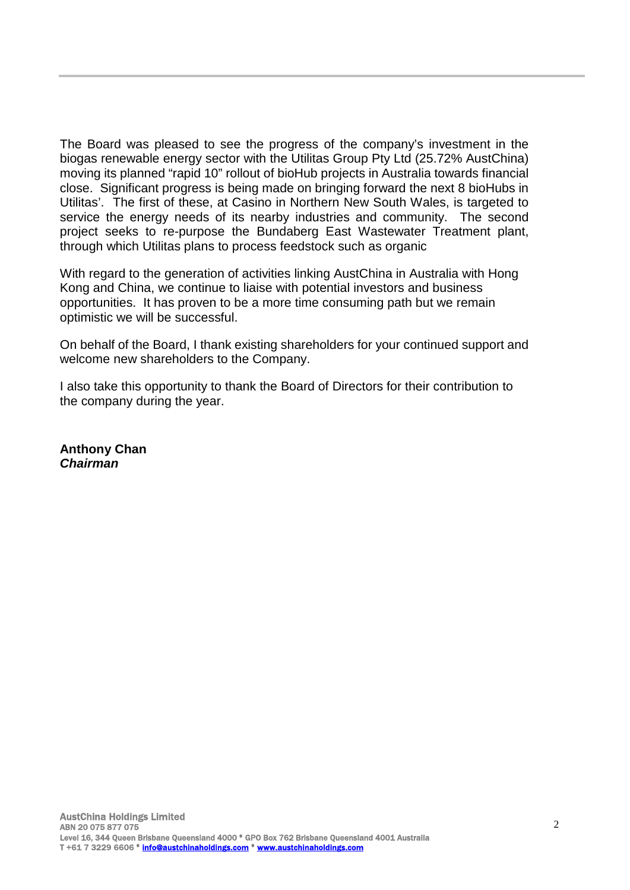The Board was pleased to see the progress of the company's investment in the biogas renewable energy sector with the Utilitas Group Pty Ltd (25.72% AustChina) moving its planned "rapid 10" rollout of bioHub projects in Australia towards financial close. Significant progress is being made on bringing forward the next 8 bioHubs in Utilitas'. The first of these, at Casino in Northern New South Wales, is targeted to service the energy needs of its nearby industries and community. The second project seeks to re-purpose the Bundaberg East Wastewater Treatment plant, through which Utilitas plans to process feedstock such as organic

With regard to the generation of activities linking AustChina in Australia with Hong Kong and China, we continue to liaise with potential investors and business opportunities. It has proven to be a more time consuming path but we remain optimistic we will be successful.

On behalf of the Board, I thank existing shareholders for your continued support and welcome new shareholders to the Company.

I also take this opportunity to thank the Board of Directors for their contribution to the company during the year.

**Anthony Chan**
***Chairman***

AustChina Holdings Limited
ABN 20 075 877 075
Level 16, 344 Queen Brisbane Queensland 4000 • GPO Box 762 Brisbane Queensland 4001 Australia
T +61 7 3229 6606 • info@austchinaholdings.com • www.austchinaholdings.com